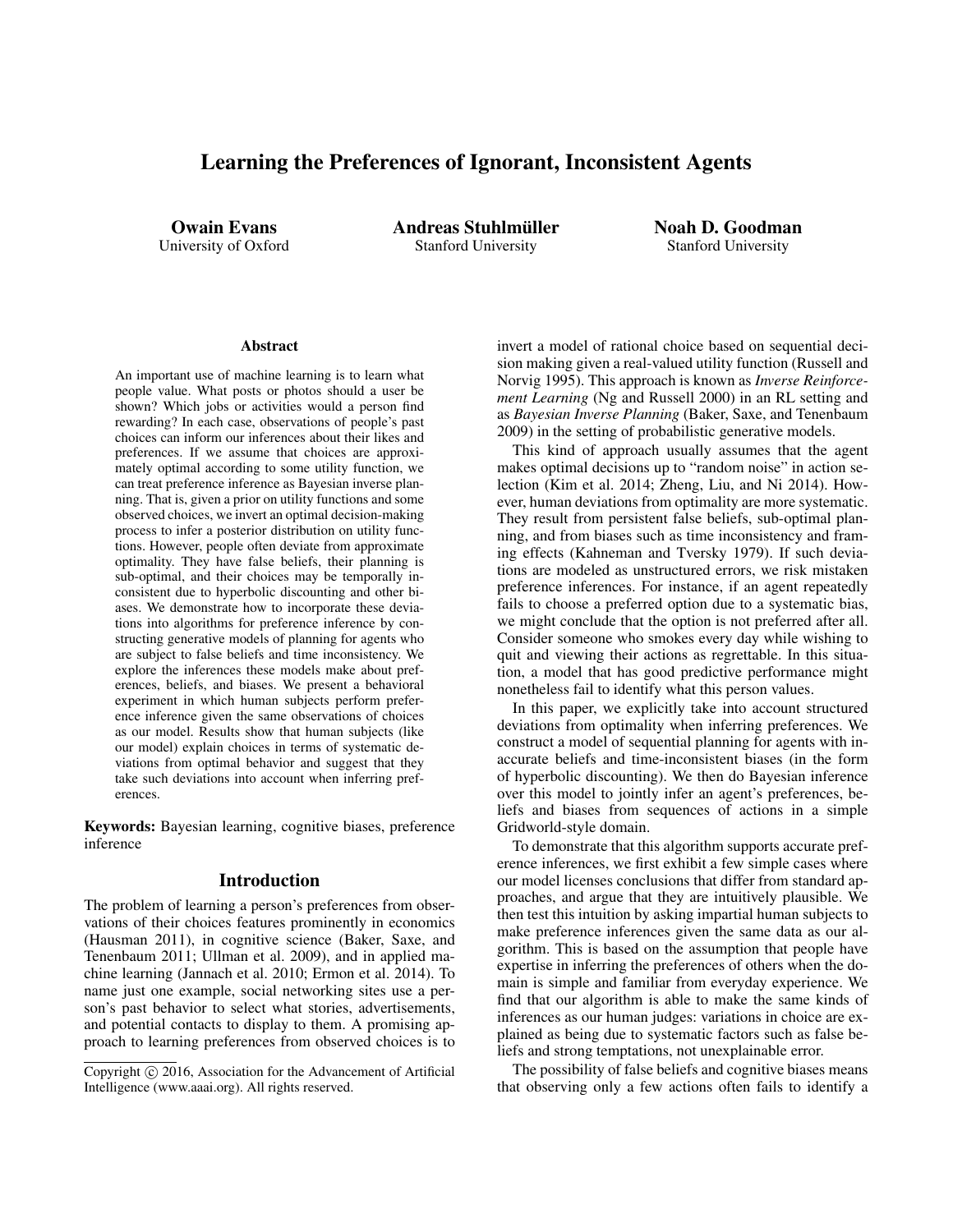# Learning the Preferences of Ignorant, Inconsistent Agents

**Owain Evans**
University of Oxford

**Andreas Stuhlmüller**
Stanford University

**Noah D. Goodman**
Stanford University

### Abstract

An important use of machine learning is to learn what people value. What posts or photos should a user be shown? Which jobs or activities would a person find rewarding? In each case, observations of people's past choices can inform our inferences about their likes and preferences. If we assume that choices are approximately optimal according to some utility function, we can treat preference inference as Bayesian inverse planning. That is, given a prior on utility functions and some observed choices, we invert an optimal decision-making process to infer a posterior distribution on utility functions. However, people often deviate from approximate optimality. They have false beliefs, their planning is sub-optimal, and their choices may be temporally inconsistent due to hyperbolic discounting and other biases. We demonstrate how to incorporate these deviations into algorithms for preference inference by constructing generative models of planning for agents who are subject to false beliefs and time inconsistency. We explore the inferences these models make about preferences, beliefs, and biases. We present a behavioral experiment in which human subjects perform preference inference given the same observations of choices as our model. Results show that human subjects (like our model) explain choices in terms of systematic deviations from optimal behavior and suggest that they take such deviations into account when inferring preferences.

**Keywords:** Bayesian learning, cognitive biases, preference inference

## Introduction

The problem of learning a person's preferences from observations of their choices features prominently in economics (Hausman 2011), in cognitive science (Baker, Saxe, and Tenenbaum 2011; Ullman et al. 2009), and in applied machine learning (Jannach et al. 2010; Ermon et al. 2014). To name just one example, social networking sites use a person's past behavior to select what stories, advertisements, and potential contacts to display to them. A promising approach to learning preferences from observed choices is to invert a model of rational choice based on sequential decision making given a real-valued utility function (Russell and Norvig 1995). This approach is known as *Inverse Reinforcement Learning* (Ng and Russell 2000) in an RL setting and as *Bayesian Inverse Planning* (Baker, Saxe, and Tenenbaum 2009) in the setting of probabilistic generative models.

This kind of approach usually assumes that the agent makes optimal decisions up to "random noise" in action selection (Kim et al. 2014; Zheng, Liu, and Ni 2014). However, human deviations from optimality are more systematic. They result from persistent false beliefs, sub-optimal planning, and from biases such as time inconsistency and framing effects (Kahneman and Tversky 1979). If such deviations are modeled as unstructured errors, we risk mistaken preference inferences. For instance, if an agent repeatedly fails to choose a preferred option due to a systematic bias, we might conclude that the option is not preferred after all. Consider someone who smokes every day while wishing to quit and viewing their actions as regrettable. In this situation, a model that has good predictive performance might nonetheless fail to identify what this person values.

In this paper, we explicitly take into account structured deviations from optimality when inferring preferences. We construct a model of sequential planning for agents with inaccurate beliefs and time-inconsistent biases (in the form of hyperbolic discounting). We then do Bayesian inference over this model to jointly infer an agent's preferences, beliefs and biases from sequences of actions in a simple Gridworld-style domain.

To demonstrate that this algorithm supports accurate preference inferences, we first exhibit a few simple cases where our model licenses conclusions that differ from standard approaches, and argue that they are intuitively plausible. We then test this intuition by asking impartial human subjects to make preference inferences given the same data as our algorithm. This is based on the assumption that people have expertise in inferring the preferences of others when the domain is simple and familiar from everyday experience. We find that our algorithm is able to make the same kinds of inferences as our human judges: variations in choice are explained as being due to systematic factors such as false beliefs and strong temptations, not unexplainable error.

The possibility of false beliefs and cognitive biases means that observing only a few actions often fails to identify a

Copyright © 2016, Association for the Advancement of Artificial Intelligence (www.aaai.org). All rights reserved.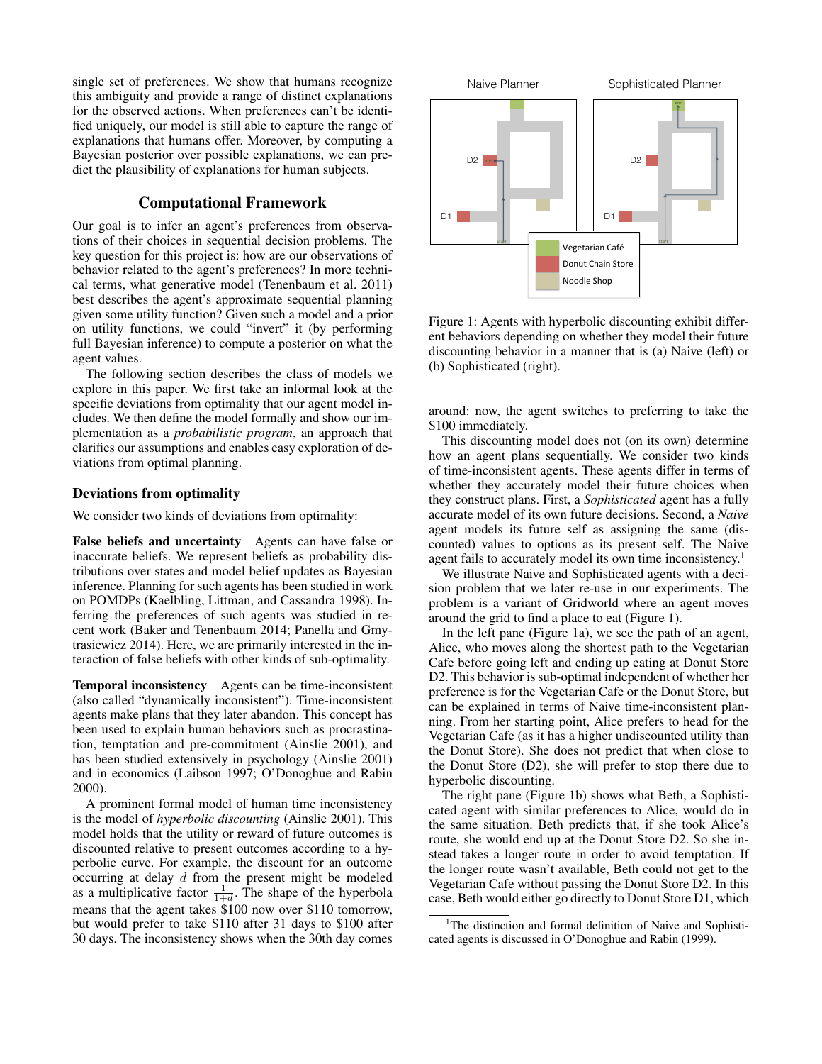single set of preferences. We show that humans recognize this ambiguity and provide a range of distinct explanations for the observed actions. When preferences can't be identified uniquely, our model is still able to capture the range of explanations that humans offer. Moreover, by computing a Bayesian posterior over possible explanations, we can predict the plausibility of explanations for human subjects.

## Computational Framework

Our goal is to infer an agent's preferences from observations of their choices in sequential decision problems. The key question for this project is: how are our observations of behavior related to the agent's preferences? In more technical terms, what generative model (Tenenbaum et al. 2011) best describes the agent's approximate sequential planning given some utility function? Given such a model and a prior on utility functions, we could "invert" it (by performing full Bayesian inference) to compute a posterior on what the agent values.

The following section describes the class of models we explore in this paper. We first take an informal look at the specific deviations from optimality that our agent model includes. We then define the model formally and show our implementation as a *probabilistic program*, an approach that clarifies our assumptions and enables easy exploration of deviations from optimal planning.

### Deviations from optimality

We consider two kinds of deviations from optimality:

**False beliefs and uncertainty** Agents can have false or inaccurate beliefs. We represent beliefs as probability distributions over states and model belief updates as Bayesian inference. Planning for such agents has been studied in work on POMDPs (Kaelbling, Littman, and Cassandra 1998). Inferring the preferences of such agents was studied in recent work (Baker and Tenenbaum 2014; Panella and Gmytrasiewicz 2014). Here, we are primarily interested in the interaction of false beliefs with other kinds of sub-optimality.

**Temporal inconsistency** Agents can be time-inconsistent (also called "dynamically inconsistent"). Time-inconsistent agents make plans that they later abandon. This concept has been used to explain human behaviors such as procrastination, temptation and pre-commitment (Ainslie 2001), and has been studied extensively in psychology (Ainslie 2001) and in economics (Laibson 1997; O'Donoghue and Rabin 2000).

A prominent formal model of human time inconsistency is the model of *hyperbolic discounting* (Ainslie 2001). This model holds that the utility or reward of future outcomes is discounted relative to present outcomes according to a hyperbolic curve. For example, the discount for an outcome occurring at delay $d$ from the present might be modeled as a multiplicative factor $\frac{1}{1+d}$. The shape of the hyperbola means that the agent takes \$100 now over \$110 tomorrow, but would prefer to take \$110 after 31 days to \$100 after 30 days. The inconsistency shows when the 30th day comes around: now, the agent switches to preferring to take the \$100 immediately.

Figure 1: Agents with hyperbolic discounting exhibit different behaviors depending on whether they model their future discounting behavior in a manner that is (a) Naive (left) or (b) Sophisticated (right).

This discounting model does not (on its own) determine how an agent plans sequentially. We consider two kinds of time-inconsistent agents. These agents differ in terms of whether they accurately model their future choices when they construct plans. First, a *Sophisticated* agent has a fully accurate model of its own future decisions. Second, a *Naive* agent models its future self as assigning the same (discounted) values to options as its present self. The Naive agent fails to accurately model its own time inconsistency.[1]

We illustrate Naive and Sophisticated agents with a decision problem that we later re-use in our experiments. The problem is a variant of Gridworld where an agent moves around the grid to find a place to eat (Figure 1).

In the left pane (Figure 1a), we see the path of an agent, Alice, who moves along the shortest path to the Vegetarian Cafe before going left and ending up eating at Donut Store D2. This behavior is sub-optimal independent of whether her preference is for the Vegetarian Cafe or the Donut Store, but can be explained in terms of Naive time-inconsistent planning. From her starting point, Alice prefers to head for the Vegetarian Cafe (as it has a higher undiscounted utility than the Donut Store). She does not predict that when close to the Donut Store (D2), she will prefer to stop there due to hyperbolic discounting.

The right pane (Figure 1b) shows what Beth, a Sophisticated agent with similar preferences to Alice, would do in the same situation. Beth predicts that, if she took Alice's route, she would end up at the Donut Store D2. So she instead takes a longer route in order to avoid temptation. If the longer route wasn't available, Beth could not get to the Vegetarian Cafe without passing the Donut Store D2. In this case, Beth would either go directly to Donut Store D1, which

[1] The distinction and formal definition of Naive and Sophisticated agents is discussed in O'Donoghue and Rabin (1999).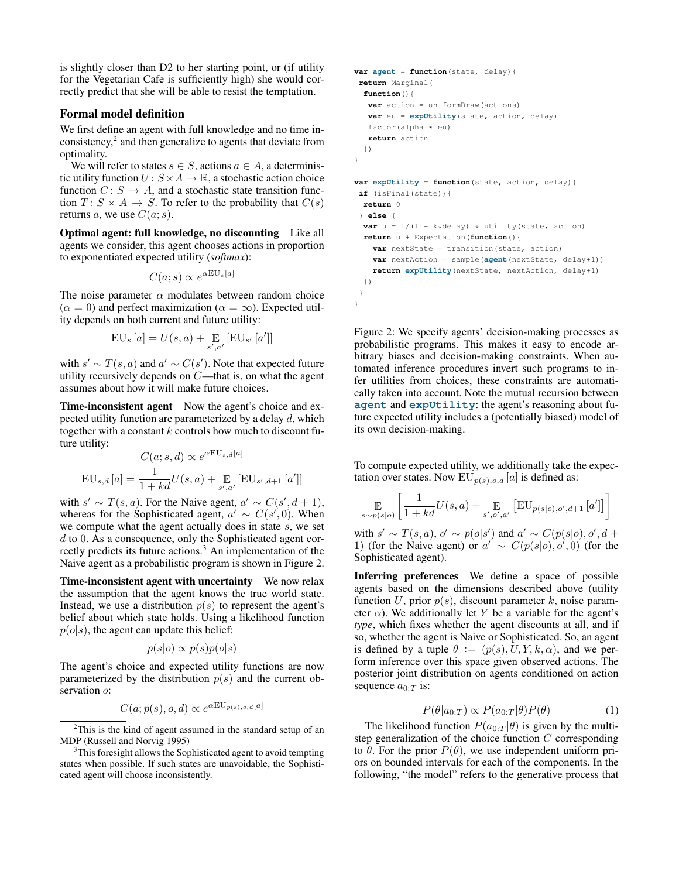is slightly closer than D2 to her starting point, or (if utility for the Vegetarian Cafe is sufficiently high) she would correctly predict that she will be able to resist the temptation.

## Formal model definition

We first define an agent with full knowledge and no time inconsistency,[2] and then generalize to agents that deviate from optimality.

We will refer to states $s \in S$, actions $a \in A$, a deterministic utility function $U\colon S \times A \to \mathbb{R}$, a stochastic action choice function $C\colon S \to A$, and a stochastic state transition function $T\colon S \times A \to S$. To refer to the probability that $C(s)$ returns $a$, we use $C(a; s)$.

**Optimal agent: full knowledge, no discounting** Like all agents we consider, this agent chooses actions in proportion to exponentiated expected utility (*softmax*):

$$C(a; s) \propto e^{\alpha \mathrm{EU}_s[a]}$$

The noise parameter $\alpha$ modulates between random choice ($\alpha = 0$) and perfect maximization ($\alpha = \infty$). Expected utility depends on both current and future utility:

$$\mathrm{EU}_s[a] = U(s, a) + \mathop{\mathbb{E}}_{s', a'} [\mathrm{EU}_{s'}[a']]$$

with $s' \sim T(s, a)$ and $a' \sim C(s')$. Note that expected future utility recursively depends on $C$—that is, on what the agent assumes about how it will make future choices.

**Time-inconsistent agent** Now the agent's choice and expected utility function are parameterized by a delay $d$, which together with a constant $k$ controls how much to discount future utility:

$$C(a; s, d) \propto e^{\alpha \mathrm{EU}_{s,d}[a]}$$

$$\mathrm{EU}_{s,d}[a] = \frac{1}{1 + kd} U(s, a) + \mathop{\mathbb{E}}_{s', a'} [\mathrm{EU}_{s', d+1}[a']]$$

with $s' \sim T(s, a)$. For the Naive agent, $a' \sim C(s', d + 1)$, whereas for the Sophisticated agent, $a' \sim C(s', 0)$. When we compute what the agent actually does in state $s$, we set $d$ to 0. As a consequence, only the Sophisticated agent correctly predicts its future actions.[3] An implementation of the Naive agent as a probabilistic program is shown in Figure 2.

**Time-inconsistent agent with uncertainty** We now relax the assumption that the agent knows the true world state. Instead, we use a distribution $p(s)$ to represent the agent's belief about which state holds. Using a likelihood function $p(o|s)$, the agent can update this belief:

$$p(s|o) \propto p(s) p(o|s)$$

The agent's choice and expected utility functions are now parameterized by the distribution $p(s)$ and the current observation $o$:

$$C(a; p(s), o, d) \propto e^{\alpha \mathrm{EU}_{p(s), o, d}[a]}$$

[2] This is the kind of agent assumed in the standard setup of an MDP (Russell and Norvig 1995)

[3] This foresight allows the Sophisticated agent to avoid tempting states when possible. If such states are unavoidable, the Sophisticated agent will choose inconsistently.

```
var agent = function(state, delay){
 return Marginal(
  function(){
   var action = uniformDraw(actions)
   var eu = expUtility(state, action, delay)
   factor(alpha * eu)
   return action
  })
}

var expUtility = function(state, action, delay){
 if (isFinal(state)){
  return 0
 } else {
  var u = 1/(1 + k*delay) * utility(state, action)
  return u + Expectation(function(){
    var nextState = transition(state, action)
    var nextAction = sample(agent(nextState, delay+1))
    return expUtility(nextState, nextAction, delay+1)
  })
 }
}
```

Figure 2: We specify agents' decision-making processes as probabilistic programs. This makes it easy to encode arbitrary biases and decision-making constraints. When automated inference procedures invert such programs to infer utilities from choices, these constraints are automatically taken into account. Note the mutual recursion between **agent** and **expUtility**: the agent's reasoning about future expected utility includes a (potentially biased) model of its own decision-making.

To compute expected utility, we additionally take the expectation over states. Now $\mathrm{EU}_{p(s),o,d}[a]$ is defined as:

$$\mathop{\mathbb{E}}_{s \sim p(s|o)} \left[ \frac{1}{1 + kd} U(s, a) + \mathop{\mathbb{E}}_{s', o', a'} [\mathrm{EU}_{p(s|o), o', d+1}[a']] \right]$$

with $s' \sim T(s, a)$, $o' \sim p(o|s')$ and $a' \sim C(p(s|o), o', d + 1)$ (for the Naive agent) or $a' \sim C(p(s|o), o', 0)$ (for the Sophisticated agent).

**Inferring preferences** We define a space of possible agents based on the dimensions described above (utility function $U$, prior $p(s)$, discount parameter $k$, noise parameter $\alpha$). We additionally let $Y$ be a variable for the agent's *type*, which fixes whether the agent discounts at all, and if so, whether the agent is Naive or Sophisticated. So, an agent is defined by a tuple $\theta := (p(s), U, Y, k, \alpha)$, and we perform inference over this space given observed actions. The posterior joint distribution on agents conditioned on action sequence $a_{0:T}$ is:

$$P(\theta | a_{0:T}) \propto P(a_{0:T} | \theta) P(\theta) \tag{1}$$

The likelihood function $P(a_{0:T}|\theta)$ is given by the multi-step generalization of the choice function $C$ corresponding to $\theta$. For the prior $P(\theta)$, we use independent uniform priors on bounded intervals for each of the components. In the following, "the model" refers to the generative process that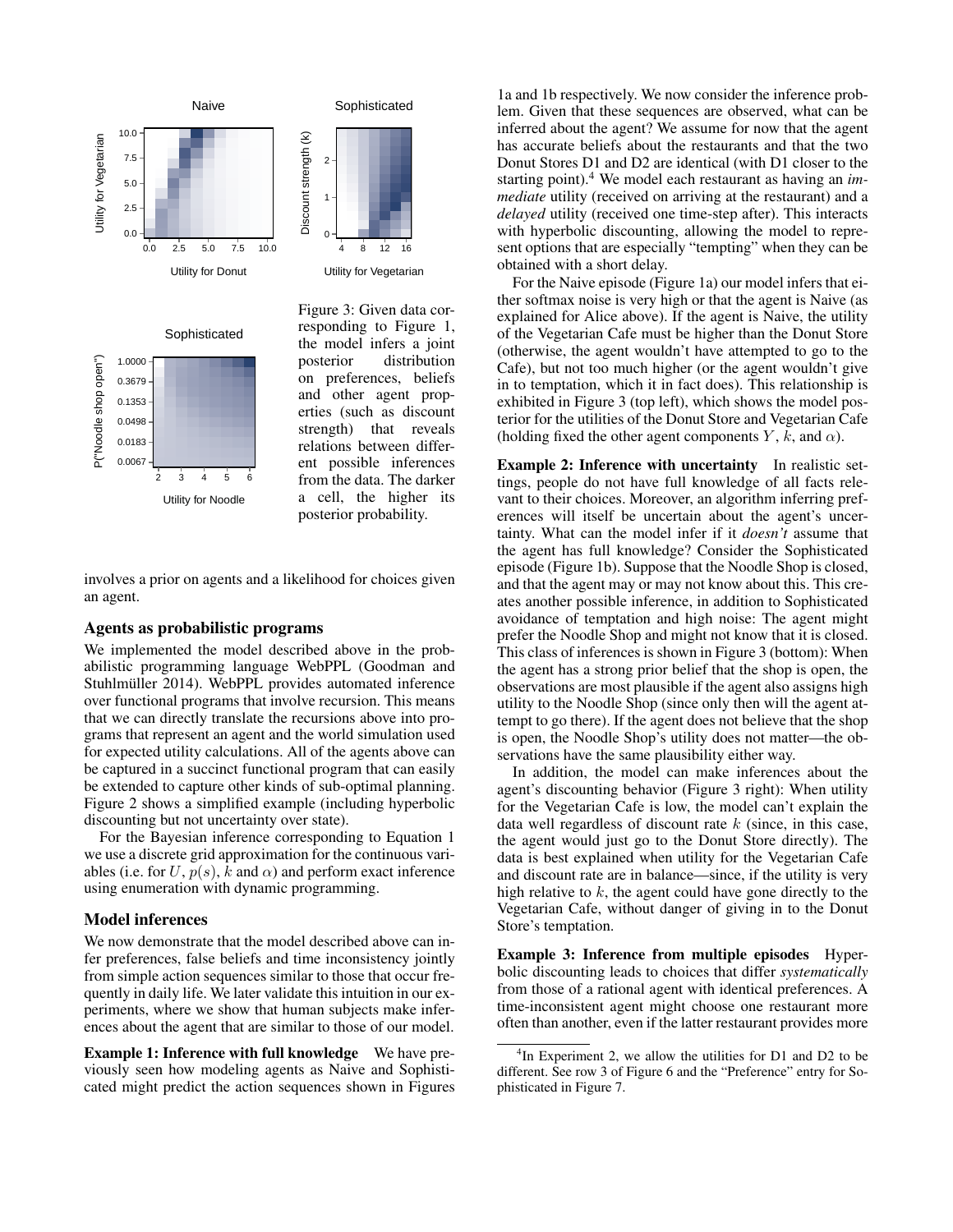Figure 3: Given data corresponding to Figure 1, the model infers a joint posterior distribution on preferences, beliefs and other agent properties (such as discount strength) that reveals relations between different possible inferences from the data. The darker a cell, the higher its posterior probability.

involves a prior on agents and a likelihood for choices given an agent.

### Agents as probabilistic programs

We implemented the model described above in the probabilistic programming language WebPPL (Goodman and Stuhlmüller 2014). WebPPL provides automated inference over functional programs that involve recursion. This means that we can directly translate the recursions above into programs that represent an agent and the world simulation used for expected utility calculations. All of the agents above can be captured in a succinct functional program that can easily be extended to capture other kinds of sub-optimal planning. Figure 2 shows a simplified example (including hyperbolic discounting but not uncertainty over state).

For the Bayesian inference corresponding to Equation 1 we use a discrete grid approximation for the continuous variables (i.e. for $U$, $p(s)$, $k$ and $\alpha$) and perform exact inference using enumeration with dynamic programming.

### Model inferences

We now demonstrate that the model described above can infer preferences, false beliefs and time inconsistency jointly from simple action sequences similar to those that occur frequently in daily life. We later validate this intuition in our experiments, where we show that human subjects make inferences about the agent that are similar to those of our model.

**Example 1: Inference with full knowledge** We have previously seen how modeling agents as Naive and Sophisticated might predict the action sequences shown in Figures 1a and 1b respectively. We now consider the inference problem. Given that these sequences are observed, what can be inferred about the agent? We assume for now that the agent has accurate beliefs about the restaurants and that the two Donut Stores D1 and D2 are identical (with D1 closer to the starting point).[4] We model each restaurant as having an *immediate* utility (received on arriving at the restaurant) and a *delayed* utility (received one time-step after). This interacts with hyperbolic discounting, allowing the model to represent options that are especially "tempting" when they can be obtained with a short delay.

For the Naive episode (Figure 1a) our model infers that either softmax noise is very high or that the agent is Naive (as explained for Alice above). If the agent is Naive, the utility of the Vegetarian Cafe must be higher than the Donut Store (otherwise, the agent wouldn't have attempted to go to the Cafe), but not too much higher (or the agent wouldn't give in to temptation, which it in fact does). This relationship is exhibited in Figure 3 (top left), which shows the model posterior for the utilities of the Donut Store and Vegetarian Cafe (holding fixed the other agent components $Y$, $k$, and $\alpha$).

**Example 2: Inference with uncertainty** In realistic settings, people do not have full knowledge of all facts relevant to their choices. Moreover, an algorithm inferring preferences will itself be uncertain about the agent's uncertainty. What can the model infer if it *doesn't* assume that the agent has full knowledge? Consider the Sophisticated episode (Figure 1b). Suppose that the Noodle Shop is closed, and that the agent may or may not know about this. This creates another possible inference, in addition to Sophisticated avoidance of temptation and high noise: The agent might prefer the Noodle Shop and might not know that it is closed. This class of inferences is shown in Figure 3 (bottom): When the agent has a strong prior belief that the shop is open, the observations are most plausible if the agent also assigns high utility to the Noodle Shop (since only then will the agent attempt to go there). If the agent does not believe that the shop is open, the Noodle Shop's utility does not matter—the observations have the same plausibility either way.

In addition, the model can make inferences about the agent's discounting behavior (Figure 3 right): When utility for the Vegetarian Cafe is low, the model can't explain the data well regardless of discount rate $k$ (since, in this case, the agent would just go to the Donut Store directly). The data is best explained when utility for the Vegetarian Cafe and discount rate are in balance—since, if the utility is very high relative to $k$, the agent could have gone directly to the Vegetarian Cafe, without danger of giving in to the Donut Store's temptation.

**Example 3: Inference from multiple episodes** Hyperbolic discounting leads to choices that differ *systematically* from those of a rational agent with identical preferences. A time-inconsistent agent might choose one restaurant more often than another, even if the latter restaurant provides more

[4] In Experiment 2, we allow the utilities for D1 and D2 to be different. See row 3 of Figure 6 and the "Preference" entry for Sophisticated in Figure 7.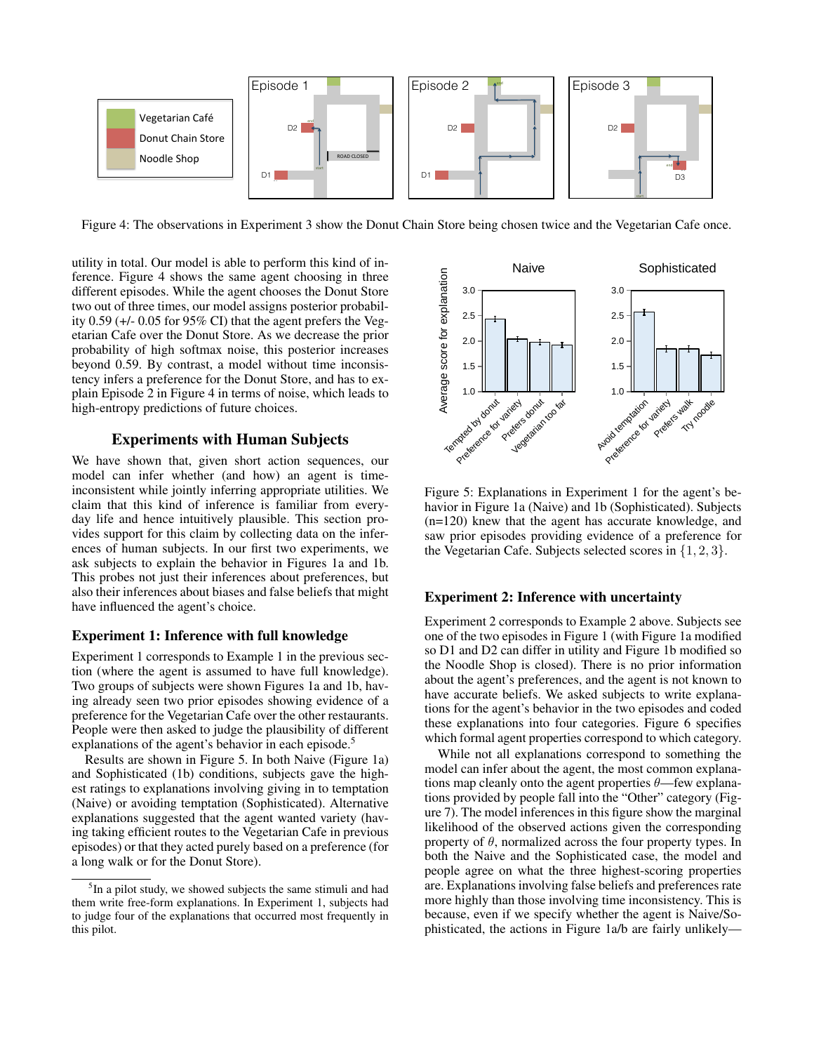Figure 4: The observations in Experiment 3 show the Donut Chain Store being chosen twice and the Vegetarian Cafe once.

utility in total. Our model is able to perform this kind of inference. Figure 4 shows the same agent choosing in three different episodes. While the agent chooses the Donut Store two out of three times, our model assigns posterior probability 0.59 (+/- 0.05 for 95% CI) that the agent prefers the Vegetarian Cafe over the Donut Store. As we decrease the prior probability of high softmax noise, this posterior increases beyond 0.59. By contrast, a model without time inconsistency infers a preference for the Donut Store, and has to explain Episode 2 in Figure 4 in terms of noise, which leads to high-entropy predictions of future choices.

## Experiments with Human Subjects

We have shown that, given short action sequences, our model can infer whether (and how) an agent is time-inconsistent while jointly inferring appropriate utilities. We claim that this kind of inference is familiar from everyday life and hence intuitively plausible. This section provides support for this claim by collecting data on the inferences of human subjects. In our first two experiments, we ask subjects to explain the behavior in Figures 1a and 1b. This probes not just their inferences about preferences, but also their inferences about biases and false beliefs that might have influenced the agent's choice.

### Experiment 1: Inference with full knowledge

Experiment 1 corresponds to Example 1 in the previous section (where the agent is assumed to have full knowledge). Two groups of subjects were shown Figures 1a and 1b, having already seen two prior episodes showing evidence of a preference for the Vegetarian Cafe over the other restaurants. People were then asked to judge the plausibility of different explanations of the agent's behavior in each episode.[5]

Results are shown in Figure 5. In both Naive (Figure 1a) and Sophisticated (1b) conditions, subjects gave the highest ratings to explanations involving giving in to temptation (Naive) or avoiding temptation (Sophisticated). Alternative explanations suggested that the agent wanted variety (having taking efficient routes to the Vegetarian Cafe in previous episodes) or that they acted purely based on a preference (for a long walk or for the Donut Store).

[5] In a pilot study, we showed subjects the same stimuli and had them write free-form explanations. In Experiment 1, subjects had to judge four of the explanations that occurred most frequently in this pilot.

Figure 5: Explanations in Experiment 1 for the agent's behavior in Figure 1a (Naive) and 1b (Sophisticated). Subjects (n=120) knew that the agent has accurate knowledge, and saw prior episodes providing evidence of a preference for the Vegetarian Cafe. Subjects selected scores in $\{1, 2, 3\}$.

### Experiment 2: Inference with uncertainty

Experiment 2 corresponds to Example 2 above. Subjects see one of the two episodes in Figure 1 (with Figure 1a modified so D1 and D2 can differ in utility and Figure 1b modified so the Noodle Shop is closed). There is no prior information about the agent's preferences, and the agent is not known to have accurate beliefs. We asked subjects to write explanations for the agent's behavior in the two episodes and coded these explanations into four categories. Figure 6 specifies which formal agent properties correspond to which category.

While not all explanations correspond to something the model can infer about the agent, the most common explanations map cleanly onto the agent properties $\theta$—few explanations provided by people fall into the "Other" category (Figure 7). The model inferences in this figure show the marginal likelihood of the observed actions given the corresponding property of $\theta$, normalized across the four property types. In both the Naive and the Sophisticated case, the model and people agree on what the three highest-scoring properties are. Explanations involving false beliefs and preferences rate more highly than those involving time inconsistency. This is because, even if we specify whether the agent is Naive/Sophisticated, the actions in Figure 1a/b are fairly unlikely—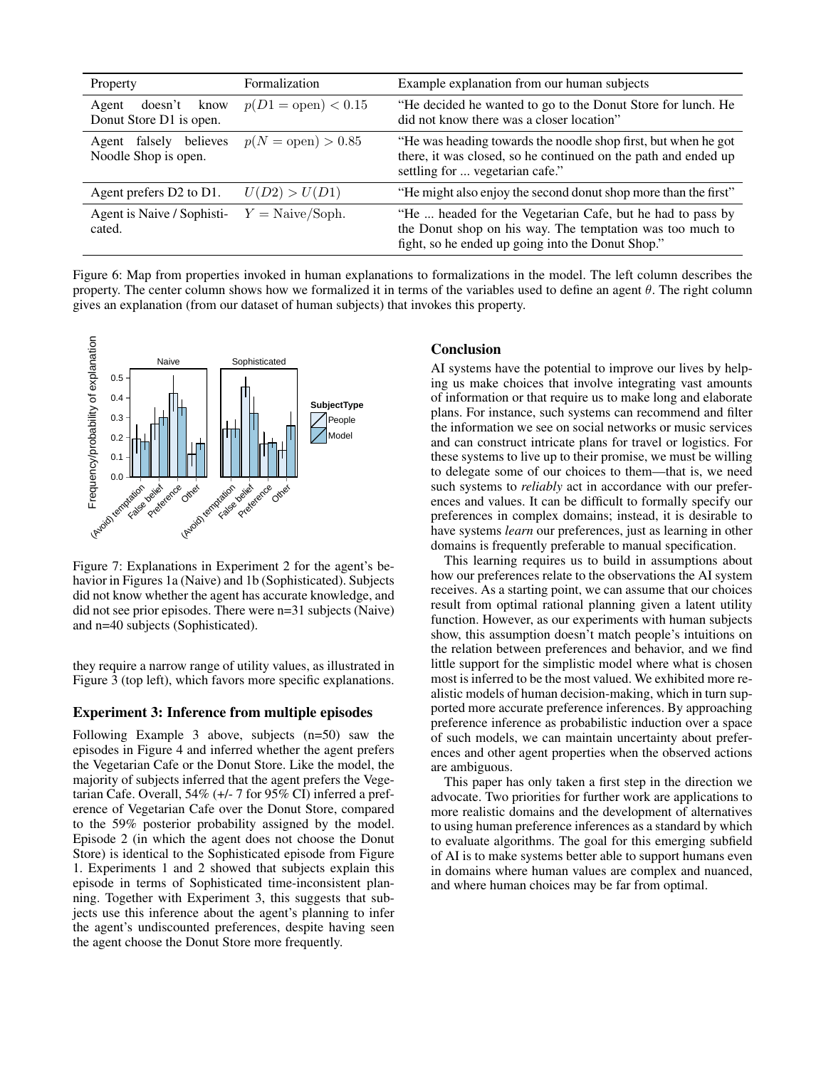| Property | Formalization | Example explanation from our human subjects |
|---|---|---|
| Agent doesn't know Donut Store D1 is open. | $p(D1 = \text{open}) < 0.15$ | "He decided he wanted to go to the Donut Store for lunch. He did not know there was a closer location" |
| Agent falsely believes Noodle Shop is open. | $p(N = \text{open}) > 0.85$ | "He was heading towards the noodle shop first, but when he got there, it was closed, so he continued on the path and ended up settling for ... vegetarian cafe." |
| Agent prefers D2 to D1. | $U(D2) > U(D1)$ | "He might also enjoy the second donut shop more than the first" |
| Agent is Naive / Sophisticated. | $Y = \text{Naive}/\text{Soph.}$ | "He ... headed for the Vegetarian Cafe, but he had to pass by the Donut shop on his way. The temptation was too much to fight, so he ended up going into the Donut Shop." |

Figure 6: Map from properties invoked in human explanations to formalizations in the model. The left column describes the property. The center column shows how we formalized it in terms of the variables used to define an agent $\theta$. The right column gives an explanation (from our dataset of human subjects) that invokes this property.

Figure 7: Explanations in Experiment 2 for the agent's behavior in Figures 1a (Naive) and 1b (Sophisticated). Subjects did not know whether the agent has accurate knowledge, and did not see prior episodes. There were n=31 subjects (Naive) and n=40 subjects (Sophisticated).

they require a narrow range of utility values, as illustrated in Figure 3 (top left), which favors more specific explanations.

### Experiment 3: Inference from multiple episodes

Following Example 3 above, subjects (n=50) saw the episodes in Figure 4 and inferred whether the agent prefers the Vegetarian Cafe or the Donut Store. Like the model, the majority of subjects inferred that the agent prefers the Vegetarian Cafe. Overall, 54% (+/- 7 for 95% CI) inferred a preference of Vegetarian Cafe over the Donut Store, compared to the 59% posterior probability assigned by the model. Episode 2 (in which the agent does not choose the Donut Store) is identical to the Sophisticated episode from Figure 1. Experiments 1 and 2 showed that subjects explain this episode in terms of Sophisticated time-inconsistent planning. Together with Experiment 3, this suggests that subjects use this inference about the agent's planning to infer the agent's undiscounted preferences, despite having seen the agent choose the Donut Store more frequently.

## Conclusion

AI systems have the potential to improve our lives by helping us make choices that involve integrating vast amounts of information or that require us to make long and elaborate plans. For instance, such systems can recommend and filter the information we see on social networks or music services and can construct intricate plans for travel or logistics. For these systems to live up to their promise, we must be willing to delegate some of our choices to them—that is, we need such systems to *reliably* act in accordance with our preferences and values. It can be difficult to formally specify our preferences in complex domains; instead, it is desirable to have systems *learn* our preferences, just as learning in other domains is frequently preferable to manual specification.

This learning requires us to build in assumptions about how our preferences relate to the observations the AI system receives. As a starting point, we can assume that our choices result from optimal rational planning given a latent utility function. However, as our experiments with human subjects show, this assumption doesn't match people's intuitions on the relation between preferences and behavior, and we find little support for the simplistic model where what is chosen most is inferred to be the most valued. We exhibited more realistic models of human decision-making, which in turn supported more accurate preference inferences. By approaching preference inference as probabilistic induction over a space of such models, we can maintain uncertainty about preferences and other agent properties when the observed actions are ambiguous.

This paper has only taken a first step in the direction we advocate. Two priorities for further work are applications to more realistic domains and the development of alternatives to using human preference inferences as a standard by which to evaluate algorithms. The goal for this emerging subfield of AI is to make systems better able to support humans even in domains where human values are complex and nuanced, and where human choices may be far from optimal.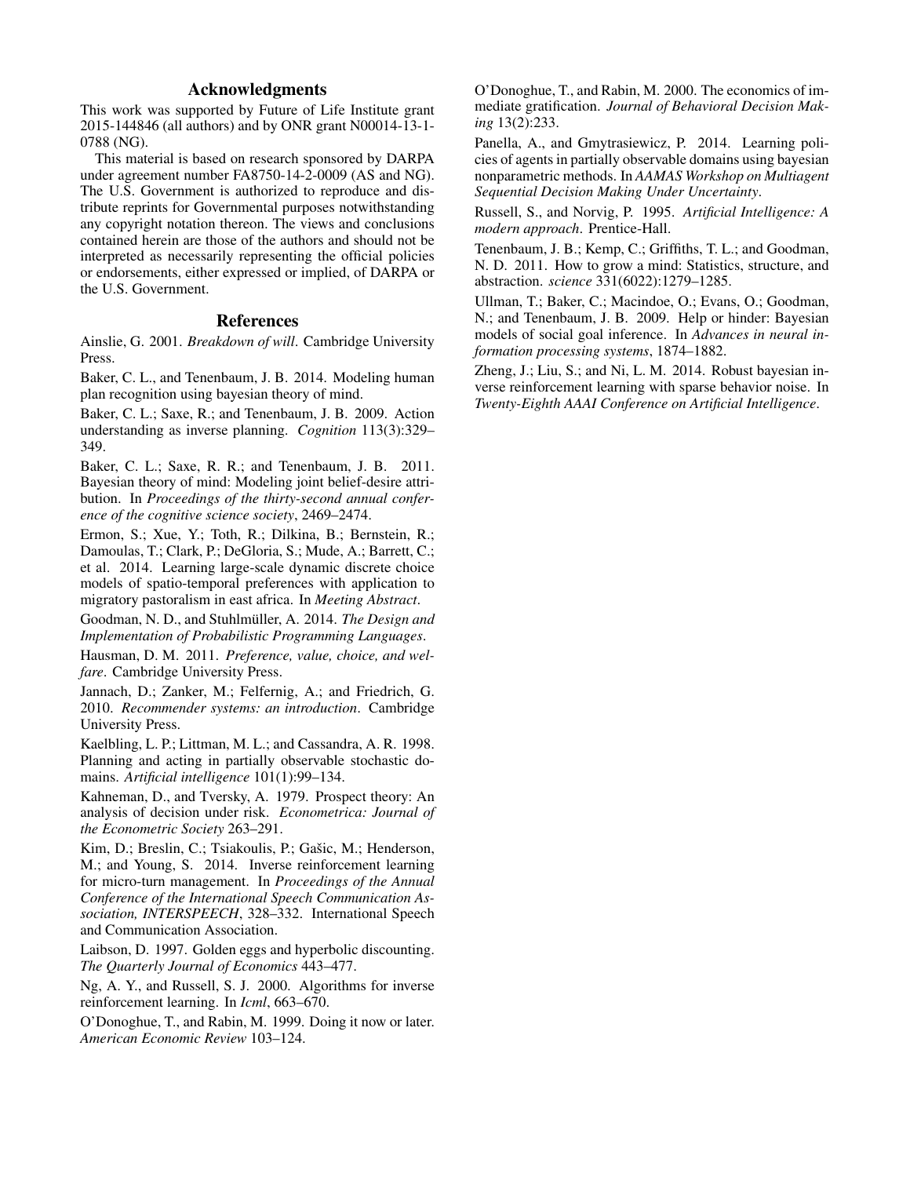## Acknowledgments

This work was supported by Future of Life Institute grant 2015-144846 (all authors) and by ONR grant N00014-13-1-0788 (NG).

This material is based on research sponsored by DARPA under agreement number FA8750-14-2-0009 (AS and NG). The U.S. Government is authorized to reproduce and distribute reprints for Governmental purposes notwithstanding any copyright notation thereon. The views and conclusions contained herein are those of the authors and should not be interpreted as necessarily representing the official policies or endorsements, either expressed or implied, of DARPA or the U.S. Government.

## References

Ainslie, G. 2001. *Breakdown of will*. Cambridge University Press.

Baker, C. L., and Tenenbaum, J. B. 2014. Modeling human plan recognition using bayesian theory of mind.

Baker, C. L.; Saxe, R.; and Tenenbaum, J. B. 2009. Action understanding as inverse planning. *Cognition* 113(3):329–349.

Baker, C. L.; Saxe, R. R.; and Tenenbaum, J. B. 2011. Bayesian theory of mind: Modeling joint belief-desire attribution. In *Proceedings of the thirty-second annual conference of the cognitive science society*, 2469–2474.

Ermon, S.; Xue, Y.; Toth, R.; Dilkina, B.; Bernstein, R.; Damoulas, T.; Clark, P.; DeGloria, S.; Mude, A.; Barrett, C.; et al. 2014. Learning large-scale dynamic discrete choice models of spatio-temporal preferences with application to migratory pastoralism in east africa. In *Meeting Abstract*.

Goodman, N. D., and Stuhlmüller, A. 2014. *The Design and Implementation of Probabilistic Programming Languages*.

Hausman, D. M. 2011. *Preference, value, choice, and welfare*. Cambridge University Press.

Jannach, D.; Zanker, M.; Felfernig, A.; and Friedrich, G. 2010. *Recommender systems: an introduction*. Cambridge University Press.

Kaelbling, L. P.; Littman, M. L.; and Cassandra, A. R. 1998. Planning and acting in partially observable stochastic domains. *Artificial intelligence* 101(1):99–134.

Kahneman, D., and Tversky, A. 1979. Prospect theory: An analysis of decision under risk. *Econometrica: Journal of the Econometric Society* 263–291.

Kim, D.; Breslin, C.; Tsiakoulis, P.; Gašic, M.; Henderson, M.; and Young, S. 2014. Inverse reinforcement learning for micro-turn management. In *Proceedings of the Annual Conference of the International Speech Communication Association, INTERSPEECH*, 328–332. International Speech and Communication Association.

Laibson, D. 1997. Golden eggs and hyperbolic discounting. *The Quarterly Journal of Economics* 443–477.

Ng, A. Y., and Russell, S. J. 2000. Algorithms for inverse reinforcement learning. In *Icml*, 663–670.

O'Donoghue, T., and Rabin, M. 1999. Doing it now or later. *American Economic Review* 103–124.

O'Donoghue, T., and Rabin, M. 2000. The economics of immediate gratification. *Journal of Behavioral Decision Making* 13(2):233.

Panella, A., and Gmytrasiewicz, P. 2014. Learning policies of agents in partially observable domains using bayesian nonparametric methods. In *AAMAS Workshop on Multiagent Sequential Decision Making Under Uncertainty*.

Russell, S., and Norvig, P. 1995. *Artificial Intelligence: A modern approach*. Prentice-Hall.

Tenenbaum, J. B.; Kemp, C.; Griffiths, T. L.; and Goodman, N. D. 2011. How to grow a mind: Statistics, structure, and abstraction. *science* 331(6022):1279–1285.

Ullman, T.; Baker, C.; Macindoe, O.; Evans, O.; Goodman, N.; and Tenenbaum, J. B. 2009. Help or hinder: Bayesian models of social goal inference. In *Advances in neural information processing systems*, 1874–1882.

Zheng, J.; Liu, S.; and Ni, L. M. 2014. Robust bayesian inverse reinforcement learning with sparse behavior noise. In *Twenty-Eighth AAAI Conference on Artificial Intelligence*.